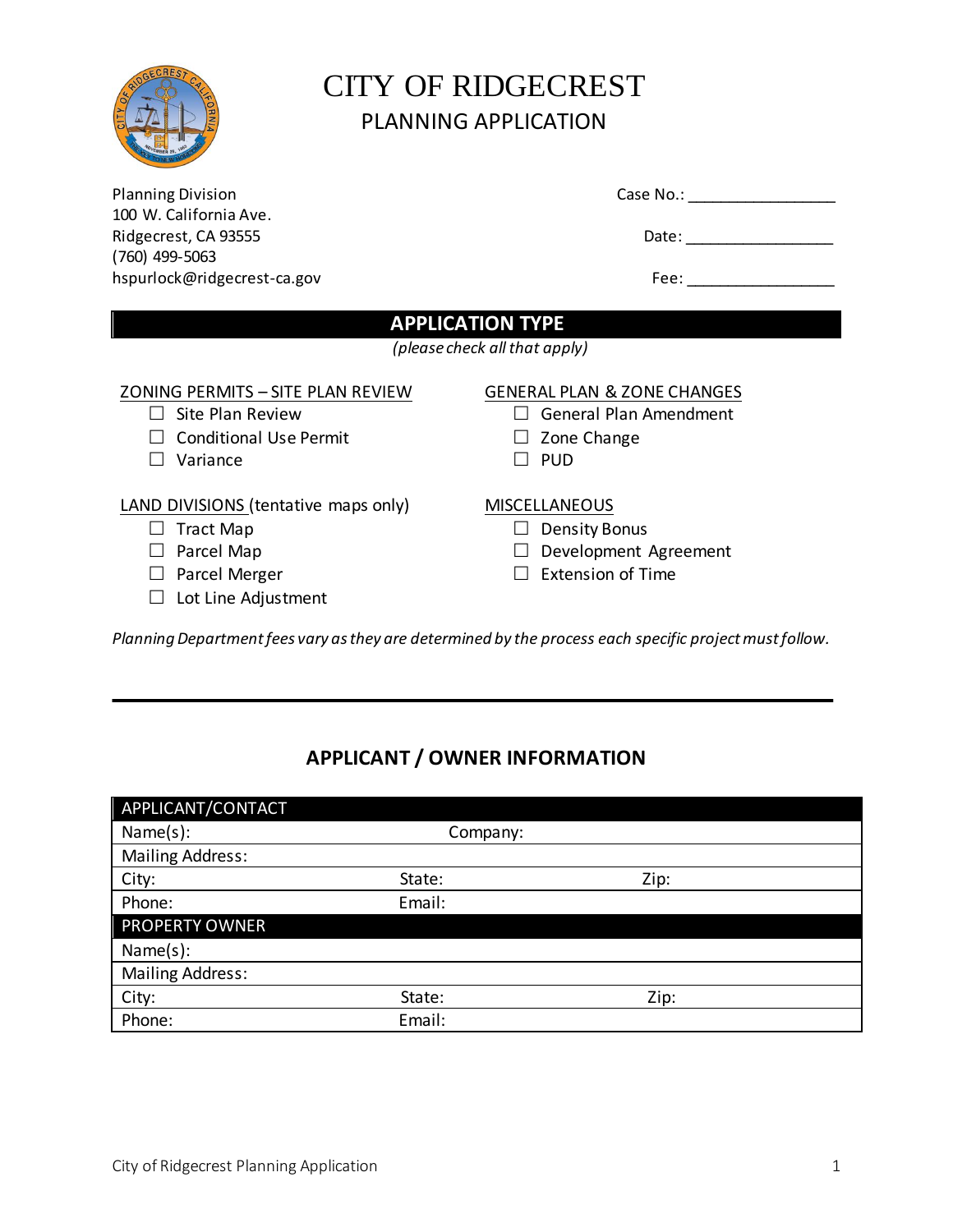# CITY OF RIDGECREST

## PLANNING APPLICATION

Planning Division
100 W. California Ave.
Ridgecrest, CA 93555
(760) 499-5063
hspurlock@ridgecrest-ca.gov

Case No.: _________________

Date: _________________

Fee: _________________

## APPLICATION TYPE

*(please check all that apply)*

ZONING PERMITS – SITE PLAN REVIEW

- ☐ Site Plan Review
- ☐ Conditional Use Permit
- ☐ Variance

GENERAL PLAN & ZONE CHANGES

- ☐ General Plan Amendment
- ☐ Zone Change
- ☐ PUD

LAND DIVISIONS (tentative maps only)

- ☐ Tract Map
- ☐ Parcel Map
- ☐ Parcel Merger
- ☐ Lot Line Adjustment

MISCELLANEOUS

- ☐ Density Bonus
- ☐ Development Agreement
- ☐ Extension of Time

*Planning Department fees vary as they are determined by the process each specific project must follow.*

---

## APPLICANT / OWNER INFORMATION

| APPLICANT/CONTACT | | |
|---|---|---|
| Name(s): | Company: | |
| Mailing Address: | | |
| City: | State: | Zip: |
| Phone: | Email: | |
| **PROPERTY OWNER** | | |
| Name(s): | | |
| Mailing Address: | | |
| City: | State: | Zip: |
| Phone: | Email: | |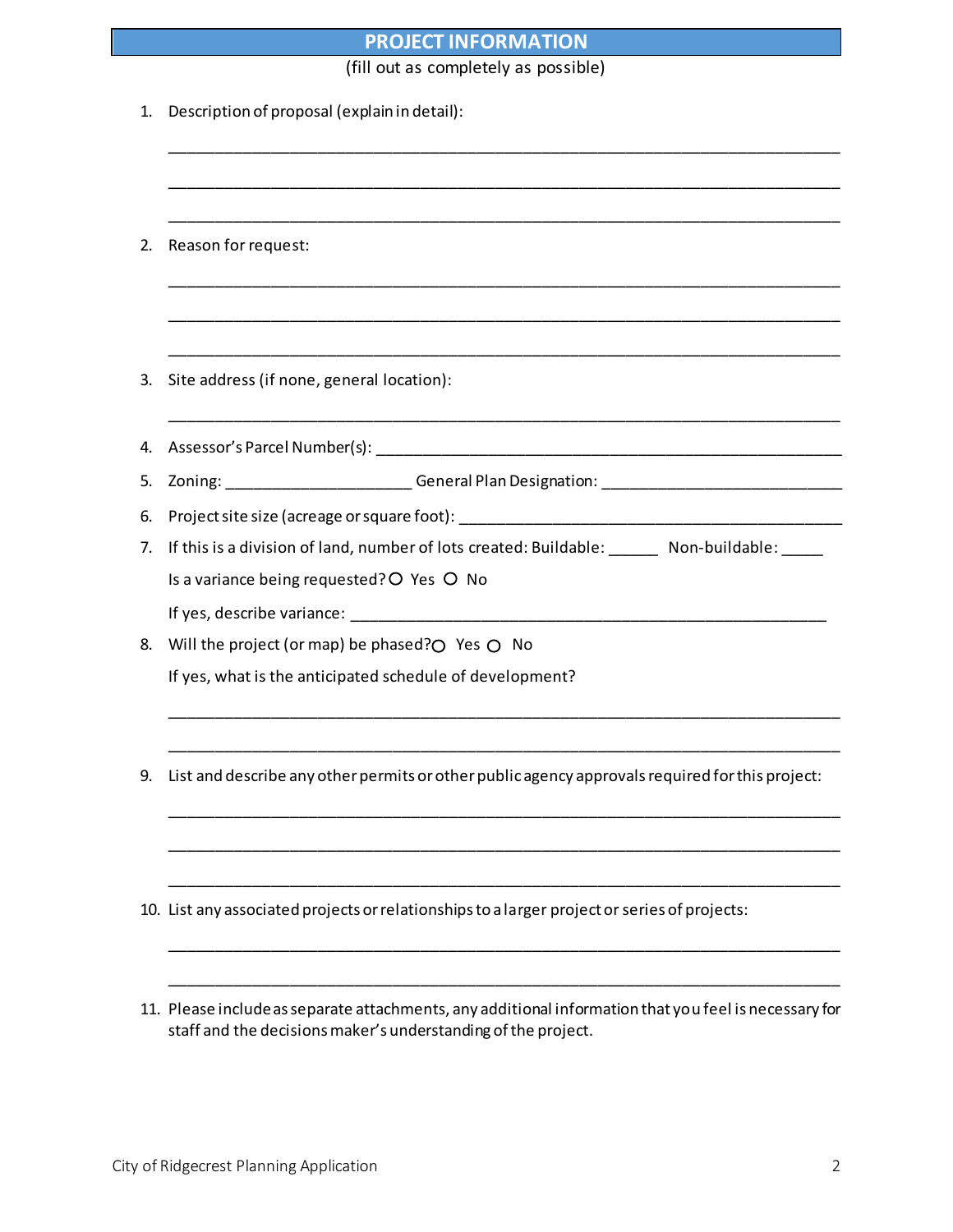## PROJECT INFORMATION

(fill out as completely as possible)

1. Description of proposal (explain in detail):

   ______________________________________________________________________________

   ______________________________________________________________________________

   ______________________________________________________________________________

2. Reason for request:

   ______________________________________________________________________________

   ______________________________________________________________________________

   ______________________________________________________________________________

3. Site address (if none, general location):

   ______________________________________________________________________________

4. Assessor's Parcel Number(s): ________________________________________________________

5. Zoning: ______________________ General Plan Designation: ____________________________

6. Project site size (acreage or square foot): ______________________________________________

7. If this is a division of land, number of lots created: Buildable: ______ Non-buildable: _____

   Is a variance being requested? ○ Yes ○ No

   If yes, describe variance: ________________________________________________________

8. Will the project (or map) be phased? ○ Yes ○ No

   If yes, what is the anticipated schedule of development?

   ______________________________________________________________________________

   ______________________________________________________________________________

9. List and describe any other permits or other public agency approvals required for this project:

   ______________________________________________________________________________

   ______________________________________________________________________________

   ______________________________________________________________________________

10. List any associated projects or relationships to a larger project or series of projects:

    ______________________________________________________________________________

    ______________________________________________________________________________

11. Please include as separate attachments, any additional information that you feel is necessary for staff and the decisions maker's understanding of the project.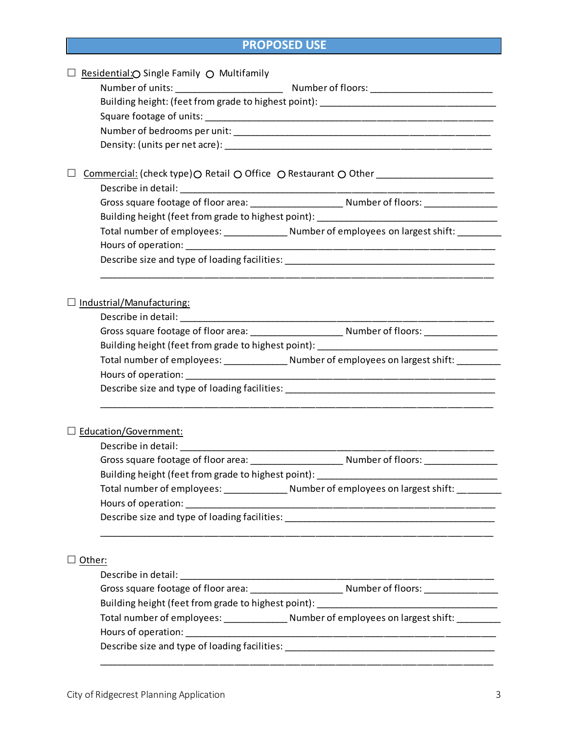## PROPOSED USE

☐ Residential: ○ Single Family ○ Multifamily

Number of units: ____________________ Number of floors: ______________________

Building height: (feet from grade to highest point): ________________________________

Square footage of units: _____________________________________________________

Number of bedrooms per unit: __________________________________________________

Density: (units per net acre): __________________________________________________

☐ Commercial: (check type) ○ Retail ○ Office ○ Restaurant ○ Other ______________________

Describe in detail: ____________________________________________________________

Gross square footage of floor area: _________________ Number of floors: _____________

Building height (feet from grade to highest point): __________________________________

Total number of employees: ____________ Number of employees on largest shift: ________

Hours of operation: ____________________________________________________________

Describe size and type of loading facilities: _______________________________________

_____________________________________________________________________________

☐ Industrial/Manufacturing:

Describe in detail: ____________________________________________________________

Gross square footage of floor area: _________________ Number of floors: _____________

Building height (feet from grade to highest point): __________________________________

Total number of employees: ____________ Number of employees on largest shift: ________

Hours of operation: ____________________________________________________________

Describe size and type of loading facilities: _______________________________________

_____________________________________________________________________________

☐ Education/Government:

Describe in detail: ____________________________________________________________

Gross square footage of floor area: _________________ Number of floors: _____________

Building height (feet from grade to highest point): __________________________________

Total number of employees: ____________ Number of employees on largest shift: ________

Hours of operation: ____________________________________________________________

Describe size and type of loading facilities: _______________________________________

_____________________________________________________________________________

☐ Other:

Describe in detail: ____________________________________________________________

Gross square footage of floor area: _________________ Number of floors: _____________

Building height (feet from grade to highest point): __________________________________

Total number of employees: ____________ Number of employees on largest shift: ________

Hours of operation: ____________________________________________________________

Describe size and type of loading facilities: _______________________________________

_____________________________________________________________________________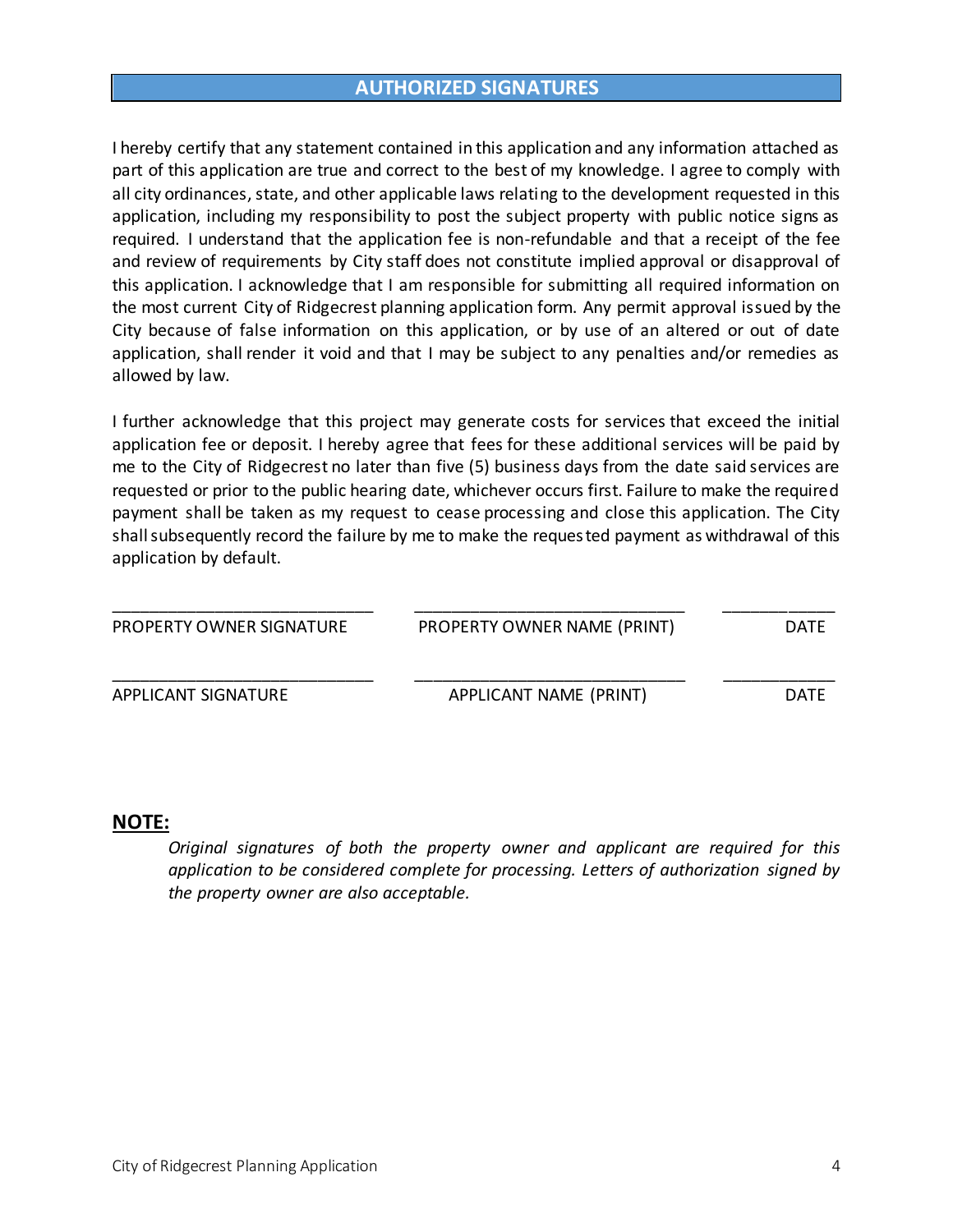## AUTHORIZED SIGNATURES

I hereby certify that any statement contained in this application and any information attached as part of this application are true and correct to the best of my knowledge. I agree to comply with all city ordinances, state, and other applicable laws relating to the development requested in this application, including my responsibility to post the subject property with public notice signs as required. I understand that the application fee is non-refundable and that a receipt of the fee and review of requirements by City staff does not constitute implied approval or disapproval of this application. I acknowledge that I am responsible for submitting all required information on the most current City of Ridgecrest planning application form. Any permit approval issued by the City because of false information on this application, or by use of an altered or out of date application, shall render it void and that I may be subject to any penalties and/or remedies as allowed by law.

I further acknowledge that this project may generate costs for services that exceed the initial application fee or deposit. I hereby agree that fees for these additional services will be paid by me to the City of Ridgecrest no later than five (5) business days from the date said services are requested or prior to the public hearing date, whichever occurs first. Failure to make the required payment shall be taken as my request to cease processing and close this application. The City shall subsequently record the failure by me to make the requested payment as withdrawal of this application by default.

| ______________________________ | ______________________________ | ____________ |
|---|---|---|
| PROPERTY OWNER SIGNATURE | PROPERTY OWNER NAME (PRINT) | DATE |
| ______________________________ | ______________________________ | ____________ |
| APPLICANT SIGNATURE | APPLICANT NAME (PRINT) | DATE |

**NOTE:**

*Original signatures of both the property owner and applicant are required for this application to be considered complete for processing. Letters of authorization signed by the property owner are also acceptable.*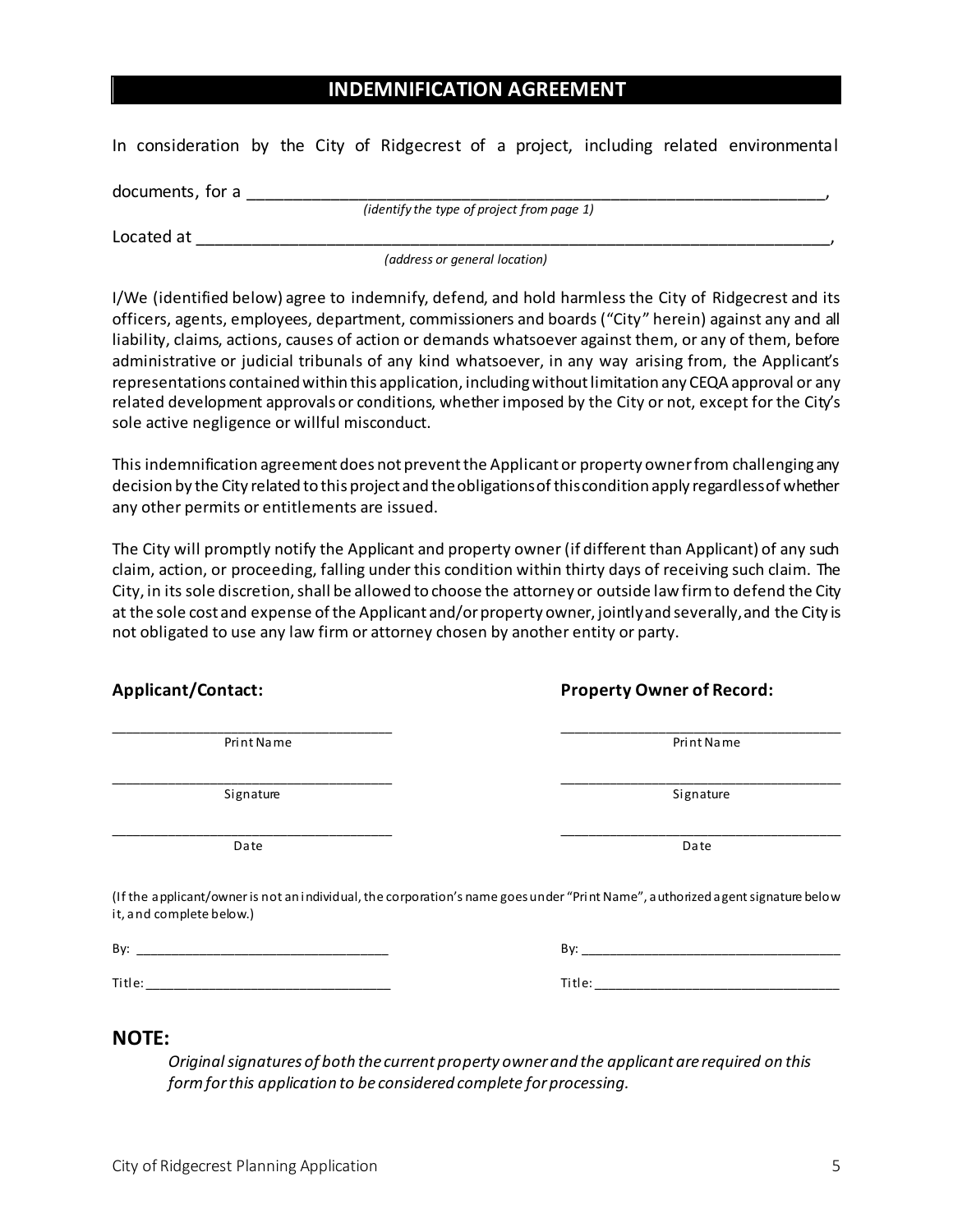# INDEMNIFICATION AGREEMENT

In consideration by the City of Ridgecrest of a project, including related environmental

documents, for a ___________________________________________________________________,
*(identify the type of project from page 1)*

Located at _________________________________________________________________________,
*(address or general location)*

I/We (identified below) agree to indemnify, defend, and hold harmless the City of Ridgecrest and its officers, agents, employees, department, commissioners and boards ("City" herein) against any and all liability, claims, actions, causes of action or demands whatsoever against them, or any of them, before administrative or judicial tribunals of any kind whatsoever, in any way arising from, the Applicant's representations contained within this application, including without limitation any CEQA approval or any related development approvals or conditions, whether imposed by the City or not, except for the City's sole active negligence or willful misconduct.

This indemnification agreement does not prevent the Applicant or property owner from challenging any decision by the City related to this project and the obligations of this condition apply regardless of whether any other permits or entitlements are issued.

The City will promptly notify the Applicant and property owner (if different than Applicant) of any such claim, action, or proceeding, falling under this condition within thirty days of receiving such claim. The City, in its sole discretion, shall be allowed to choose the attorney or outside law firm to defend the City at the sole cost and expense of the Applicant and/or property owner, jointly and severally, and the City is not obligated to use any law firm or attorney chosen by another entity or party.

**Applicant/Contact:**

___________________________________
Print Name

___________________________________
Signature

___________________________________
Date

**Property Owner of Record:**

___________________________________
Print Name

___________________________________
Signature

___________________________________
Date

(If the applicant/owner is not an individual, the corporation's name goes under "Print Name", authorized agent signature below it, and complete below.)

Applicant/Contact:

By: ___________________________________

Title: _________________________________

Property Owner of Record:

By: ___________________________________

Title: _________________________________

## NOTE:

*Original signatures of both the current property owner and the applicant are required on this form for this application to be considered complete for processing.*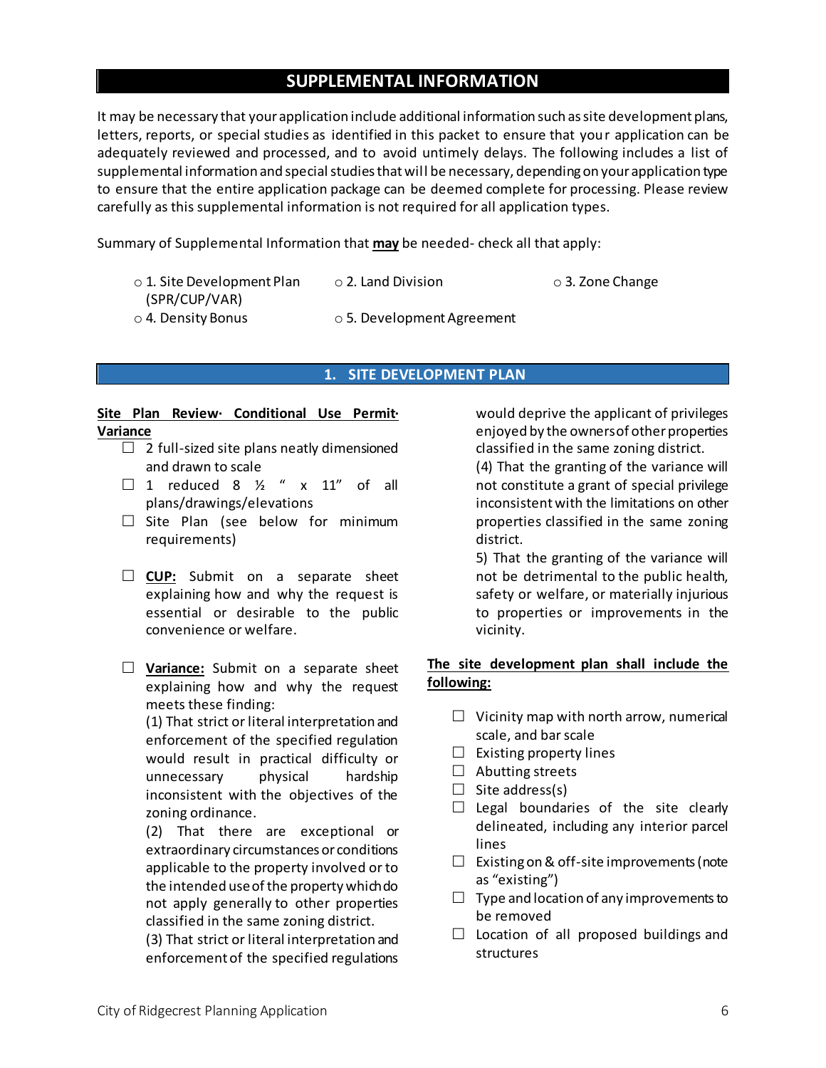## SUPPLEMENTAL INFORMATION

It may be necessary that your application include additional information such as site development plans, letters, reports, or special studies as identified in this packet to ensure that your application can be adequately reviewed and processed, and to avoid untimely delays. The following includes a list of supplemental information and special studies that will be necessary, depending on your application type to ensure that the entire application package can be deemed complete for processing. Please review carefully as this supplemental information is not required for all application types.

Summary of Supplemental Information that **may** be needed- check all that apply:

- ○ 1. Site Development Plan (SPR/CUP/VAR)
- ○ 2. Land Division
- ○ 3. Zone Change
- ○ 4. Density Bonus
- ○ 5. Development Agreement

### 1. SITE DEVELOPMENT PLAN

**Site Plan Review· Conditional Use Permit· Variance**

- ☐ 2 full-sized site plans neatly dimensioned and drawn to scale
- ☐ 1 reduced 8 ½ " x 11" of all plans/drawings/elevations
- ☐ Site Plan (see below for minimum requirements)
- ☐ **CUP:** Submit on a separate sheet explaining how and why the request is essential or desirable to the public convenience or welfare.
- ☐ **Variance:** Submit on a separate sheet explaining how and why the request meets these finding:

  (1) That strict or literal interpretation and enforcement of the specified regulation would result in practical difficulty or unnecessary physical hardship inconsistent with the objectives of the zoning ordinance.

  (2) That there are exceptional or extraordinary circumstances or conditions applicable to the property involved or to the intended use of the property which do not apply generally to other properties classified in the same zoning district.

  (3) That strict or literal interpretation and enforcement of the specified regulations would deprive the applicant of privileges enjoyed by the owners of other properties classified in the same zoning district.

  (4) That the granting of the variance will not constitute a grant of special privilege inconsistent with the limitations on other properties classified in the same zoning district.

  5) That the granting of the variance will not be detrimental to the public health, safety or welfare, or materially injurious to properties or improvements in the vicinity.

**The site development plan shall include the following:**

- ☐ Vicinity map with north arrow, numerical scale, and bar scale
- ☐ Existing property lines
- ☐ Abutting streets
- ☐ Site address(s)
- ☐ Legal boundaries of the site clearly delineated, including any interior parcel lines
- ☐ Existing on & off-site improvements (note as "existing")
- ☐ Type and location of any improvements to be removed
- ☐ Location of all proposed buildings and structures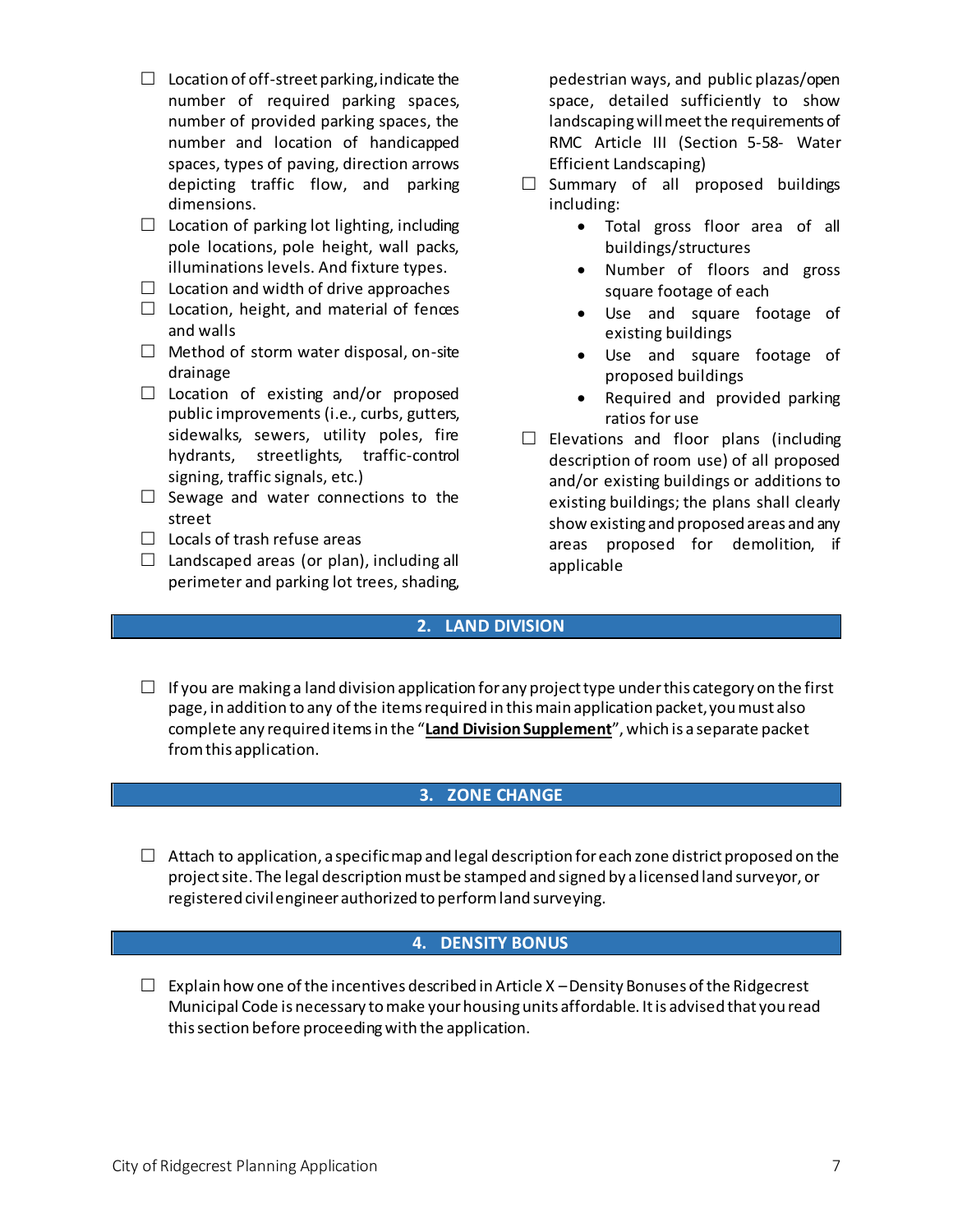- ☐ Location of off-street parking, indicate the number of required parking spaces, number of provided parking spaces, the number and location of handicapped spaces, types of paving, direction arrows depicting traffic flow, and parking dimensions.
- ☐ Location of parking lot lighting, including pole locations, pole height, wall packs, illuminations levels. And fixture types.
- ☐ Location and width of drive approaches
- ☐ Location, height, and material of fences and walls
- ☐ Method of storm water disposal, on-site drainage
- ☐ Location of existing and/or proposed public improvements (i.e., curbs, gutters, sidewalks, sewers, utility poles, fire hydrants, streetlights, traffic-control signing, traffic signals, etc.)
- ☐ Sewage and water connections to the street
- ☐ Locals of trash refuse areas
- ☐ Landscaped areas (or plan), including all perimeter and parking lot trees, shading, pedestrian ways, and public plazas/open space, detailed sufficiently to show landscaping will meet the requirements of RMC Article III (Section 5-58- Water Efficient Landscaping)
- ☐ Summary of all proposed buildings including:
  - Total gross floor area of all buildings/structures
  - Number of floors and gross square footage of each
  - Use and square footage of existing buildings
  - Use and square footage of proposed buildings
  - Required and provided parking ratios for use
- ☐ Elevations and floor plans (including description of room use) of all proposed and/or existing buildings or additions to existing buildings; the plans shall clearly show existing and proposed areas and any areas proposed for demolition, if applicable

## 2. LAND DIVISION

- ☐ If you are making a land division application for any project type under this category on the first page, in addition to any of the items required in this main application packet, you must also complete any required items in the "**Land Division Supplement**", which is a separate packet from this application.

## 3. ZONE CHANGE

- ☐ Attach to application, a specific map and legal description for each zone district proposed on the project site. The legal description must be stamped and signed by a licensed land surveyor, or registered civil engineer authorized to perform land surveying.

## 4. DENSITY BONUS

- ☐ Explain how one of the incentives described in Article X – Density Bonuses of the Ridgecrest Municipal Code is necessary to make your housing units affordable. It is advised that you read this section before proceeding with the application.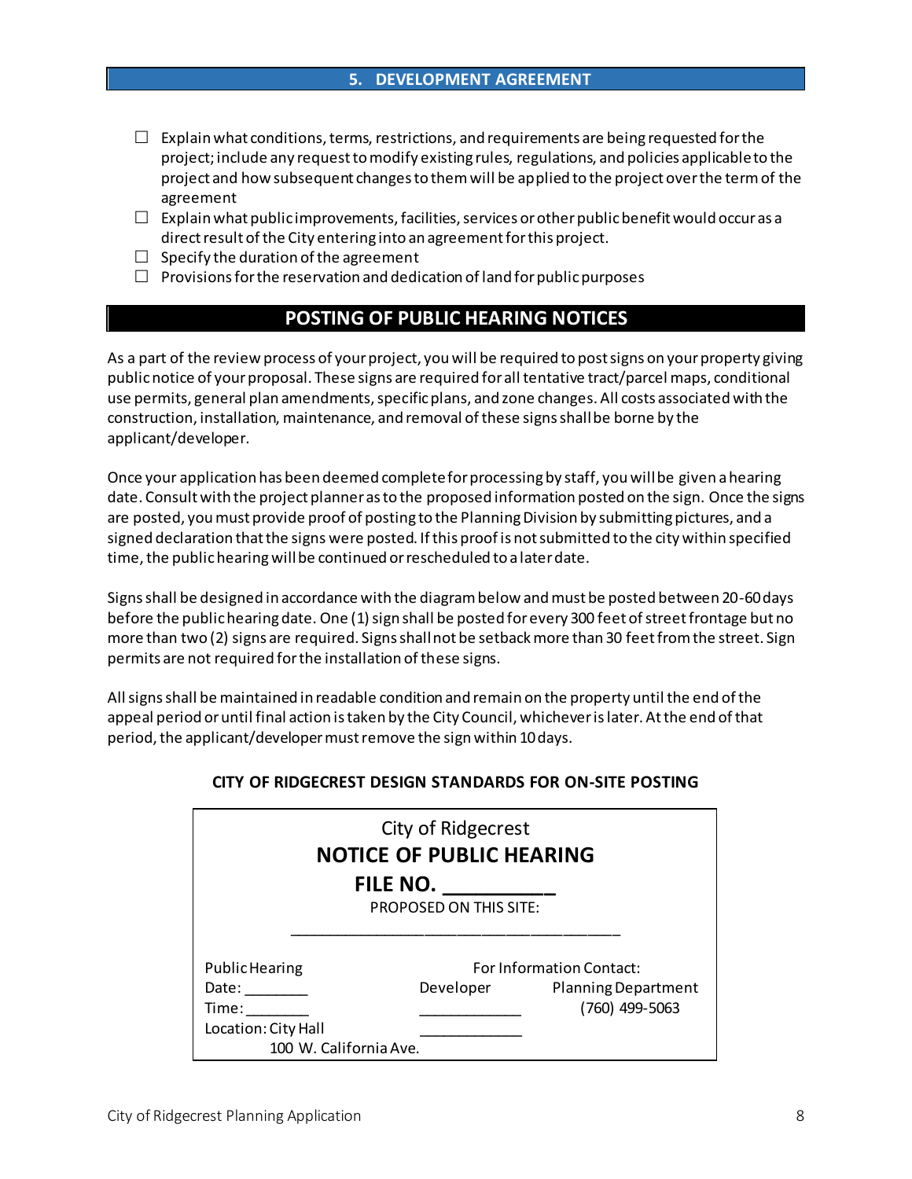## 5. DEVELOPMENT AGREEMENT

- ☐ Explain what conditions, terms, restrictions, and requirements are being requested for the project; include any request to modify existing rules, regulations, and policies applicable to the project and how subsequent changes to them will be applied to the project over the term of the agreement
- ☐ Explain what public improvements, facilities, services or other public benefit would occur as a direct result of the City entering into an agreement for this project.
- ☐ Specify the duration of the agreement
- ☐ Provisions for the reservation and dedication of land for public purposes

## POSTING OF PUBLIC HEARING NOTICES

As a part of the review process of your project, you will be required to post signs on your property giving public notice of your proposal. These signs are required for all tentative tract/parcel maps, conditional use permits, general plan amendments, specific plans, and zone changes. All costs associated with the construction, installation, maintenance, and removal of these signs shall be borne by the applicant/developer.

Once your application has been deemed complete for processing by staff, you will be given a hearing date. Consult with the project planner as to the proposed information posted on the sign. Once the signs are posted, you must provide proof of posting to the Planning Division by submitting pictures, and a signed declaration that the signs were posted. If this proof is not submitted to the city within specified time, the public hearing will be continued or rescheduled to a later date.

Signs shall be designed in accordance with the diagram below and must be posted between 20-60 days before the public hearing date. One (1) sign shall be posted for every 300 feet of street frontage but no more than two (2) signs are required. Signs shall not be setback more than 30 feet from the street. Sign permits are not required for the installation of these signs.

All signs shall be maintained in readable condition and remain on the property until the end of the appeal period or until final action is taken by the City Council, whichever is later. At the end of that period, the applicant/developer must remove the sign within 10 days.

**CITY OF RIDGECREST DESIGN STANDARDS FOR ON-SITE POSTING**

City of Ridgecrest

**NOTICE OF PUBLIC HEARING**

**FILE NO. __________**

PROPOSED ON THIS SITE:

________________________________________

Public Hearing
Date: ________
Time: ________
Location: City Hall
100 W. California Ave.

For Information Contact:

Developer
____________
____________

Planning Department
(760) 499-5063